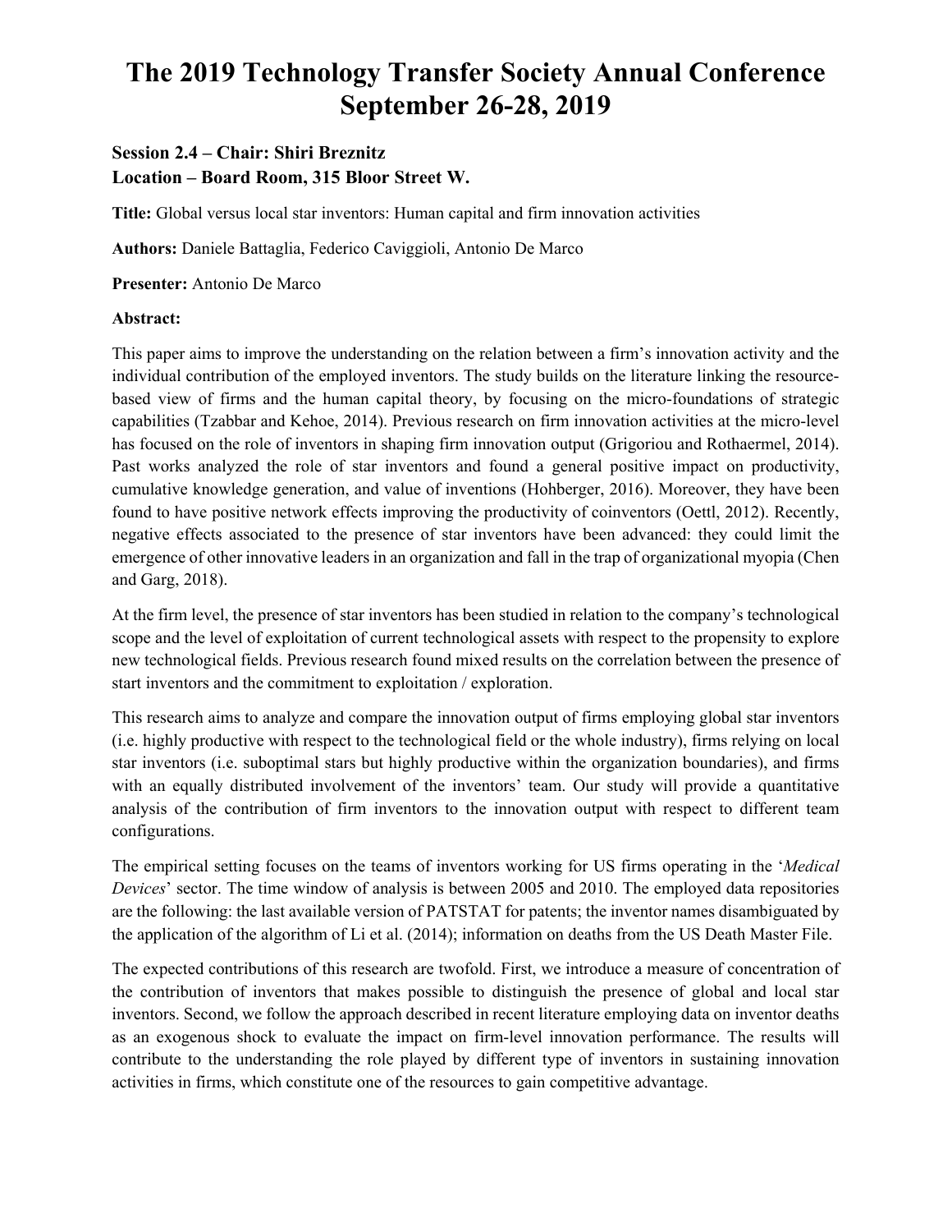# The 2019 Technology Transfer Society Annual Conference September 26-28, 2019

### Session 2.4 – Chair: Shiri Breznitz
### Location – Board Room, 315 Bloor Street W.

**Title:** Global versus local star inventors: Human capital and firm innovation activities

**Authors:** Daniele Battaglia, Federico Caviggioli, Antonio De Marco

**Presenter:** Antonio De Marco

**Abstract:**

This paper aims to improve the understanding on the relation between a firm's innovation activity and the individual contribution of the employed inventors. The study builds on the literature linking the resource-based view of firms and the human capital theory, by focusing on the micro-foundations of strategic capabilities (Tzabbar and Kehoe, 2014). Previous research on firm innovation activities at the micro-level has focused on the role of inventors in shaping firm innovation output (Grigoriou and Rothaermel, 2014). Past works analyzed the role of star inventors and found a general positive impact on productivity, cumulative knowledge generation, and value of inventions (Hohberger, 2016). Moreover, they have been found to have positive network effects improving the productivity of coinventors (Oettl, 2012). Recently, negative effects associated to the presence of star inventors have been advanced: they could limit the emergence of other innovative leaders in an organization and fall in the trap of organizational myopia (Chen and Garg, 2018).

At the firm level, the presence of star inventors has been studied in relation to the company's technological scope and the level of exploitation of current technological assets with respect to the propensity to explore new technological fields. Previous research found mixed results on the correlation between the presence of start inventors and the commitment to exploitation / exploration.

This research aims to analyze and compare the innovation output of firms employing global star inventors (i.e. highly productive with respect to the technological field or the whole industry), firms relying on local star inventors (i.e. suboptimal stars but highly productive within the organization boundaries), and firms with an equally distributed involvement of the inventors' team. Our study will provide a quantitative analysis of the contribution of firm inventors to the innovation output with respect to different team configurations.

The empirical setting focuses on the teams of inventors working for US firms operating in the '*Medical Devices*' sector. The time window of analysis is between 2005 and 2010. The employed data repositories are the following: the last available version of PATSTAT for patents; the inventor names disambiguated by the application of the algorithm of Li et al. (2014); information on deaths from the US Death Master File.

The expected contributions of this research are twofold. First, we introduce a measure of concentration of the contribution of inventors that makes possible to distinguish the presence of global and local star inventors. Second, we follow the approach described in recent literature employing data on inventor deaths as an exogenous shock to evaluate the impact on firm-level innovation performance. The results will contribute to the understanding the role played by different type of inventors in sustaining innovation activities in firms, which constitute one of the resources to gain competitive advantage.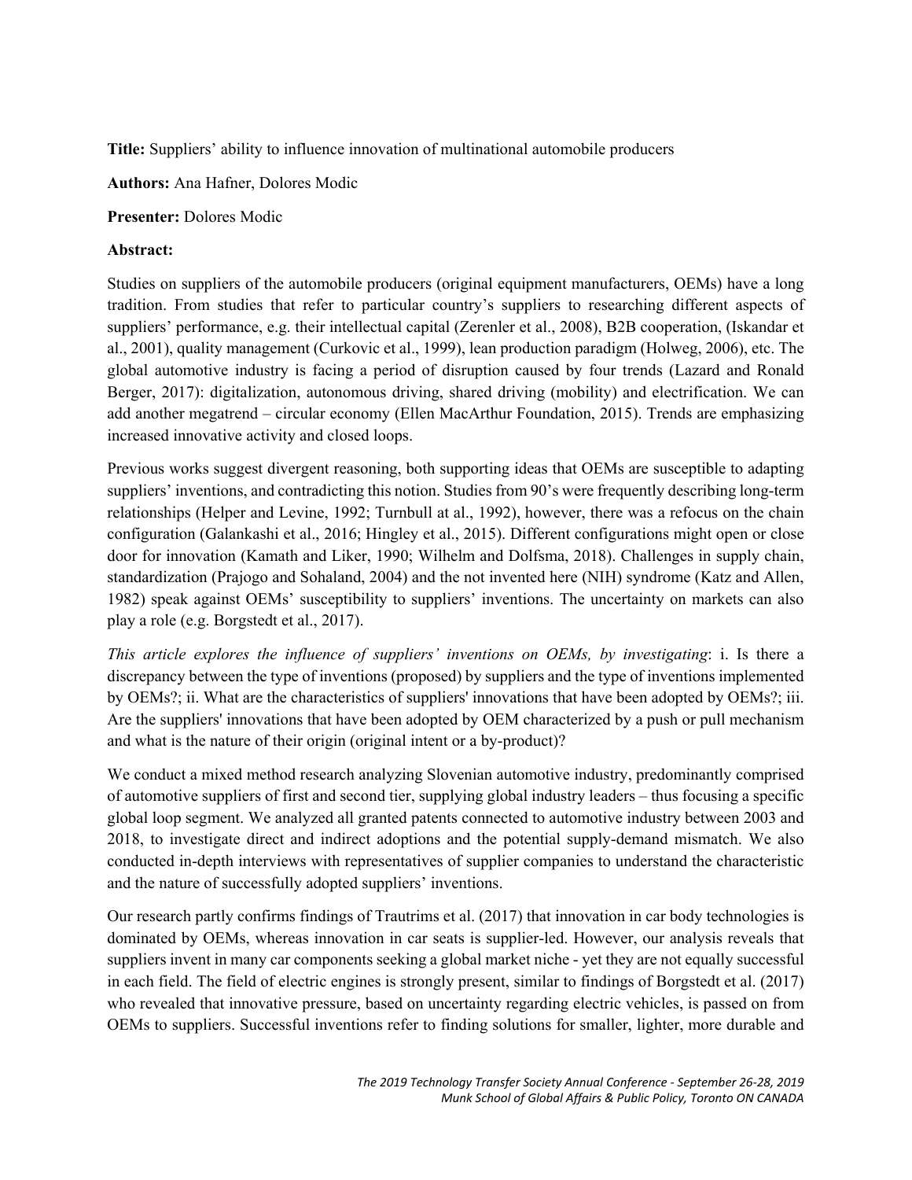**Title:** Suppliers' ability to influence innovation of multinational automobile producers

**Authors:** Ana Hafner, Dolores Modic

**Presenter:** Dolores Modic

**Abstract:**

Studies on suppliers of the automobile producers (original equipment manufacturers, OEMs) have a long tradition. From studies that refer to particular country's suppliers to researching different aspects of suppliers' performance, e.g. their intellectual capital (Zerenler et al., 2008), B2B cooperation, (Iskandar et al., 2001), quality management (Curkovic et al., 1999), lean production paradigm (Holweg, 2006), etc. The global automotive industry is facing a period of disruption caused by four trends (Lazard and Ronald Berger, 2017): digitalization, autonomous driving, shared driving (mobility) and electrification. We can add another megatrend – circular economy (Ellen MacArthur Foundation, 2015). Trends are emphasizing increased innovative activity and closed loops.

Previous works suggest divergent reasoning, both supporting ideas that OEMs are susceptible to adapting suppliers' inventions, and contradicting this notion. Studies from 90's were frequently describing long-term relationships (Helper and Levine, 1992; Turnbull at al., 1992), however, there was a refocus on the chain configuration (Galankashi et al., 2016; Hingley et al., 2015). Different configurations might open or close door for innovation (Kamath and Liker, 1990; Wilhelm and Dolfsma, 2018). Challenges in supply chain, standardization (Prajogo and Sohaland, 2004) and the not invented here (NIH) syndrome (Katz and Allen, 1982) speak against OEMs' susceptibility to suppliers' inventions. The uncertainty on markets can also play a role (e.g. Borgstedt et al., 2017).

*This article explores the influence of suppliers' inventions on OEMs, by investigating*: i. Is there a discrepancy between the type of inventions (proposed) by suppliers and the type of inventions implemented by OEMs?; ii. What are the characteristics of suppliers' innovations that have been adopted by OEMs?; iii. Are the suppliers' innovations that have been adopted by OEM characterized by a push or pull mechanism and what is the nature of their origin (original intent or a by-product)?

We conduct a mixed method research analyzing Slovenian automotive industry, predominantly comprised of automotive suppliers of first and second tier, supplying global industry leaders – thus focusing a specific global loop segment. We analyzed all granted patents connected to automotive industry between 2003 and 2018, to investigate direct and indirect adoptions and the potential supply-demand mismatch. We also conducted in-depth interviews with representatives of supplier companies to understand the characteristic and the nature of successfully adopted suppliers' inventions.

Our research partly confirms findings of Trautrims et al. (2017) that innovation in car body technologies is dominated by OEMs, whereas innovation in car seats is supplier-led. However, our analysis reveals that suppliers invent in many car components seeking a global market niche - yet they are not equally successful in each field. The field of electric engines is strongly present, similar to findings of Borgstedt et al. (2017) who revealed that innovative pressure, based on uncertainty regarding electric vehicles, is passed on from OEMs to suppliers. Successful inventions refer to finding solutions for smaller, lighter, more durable and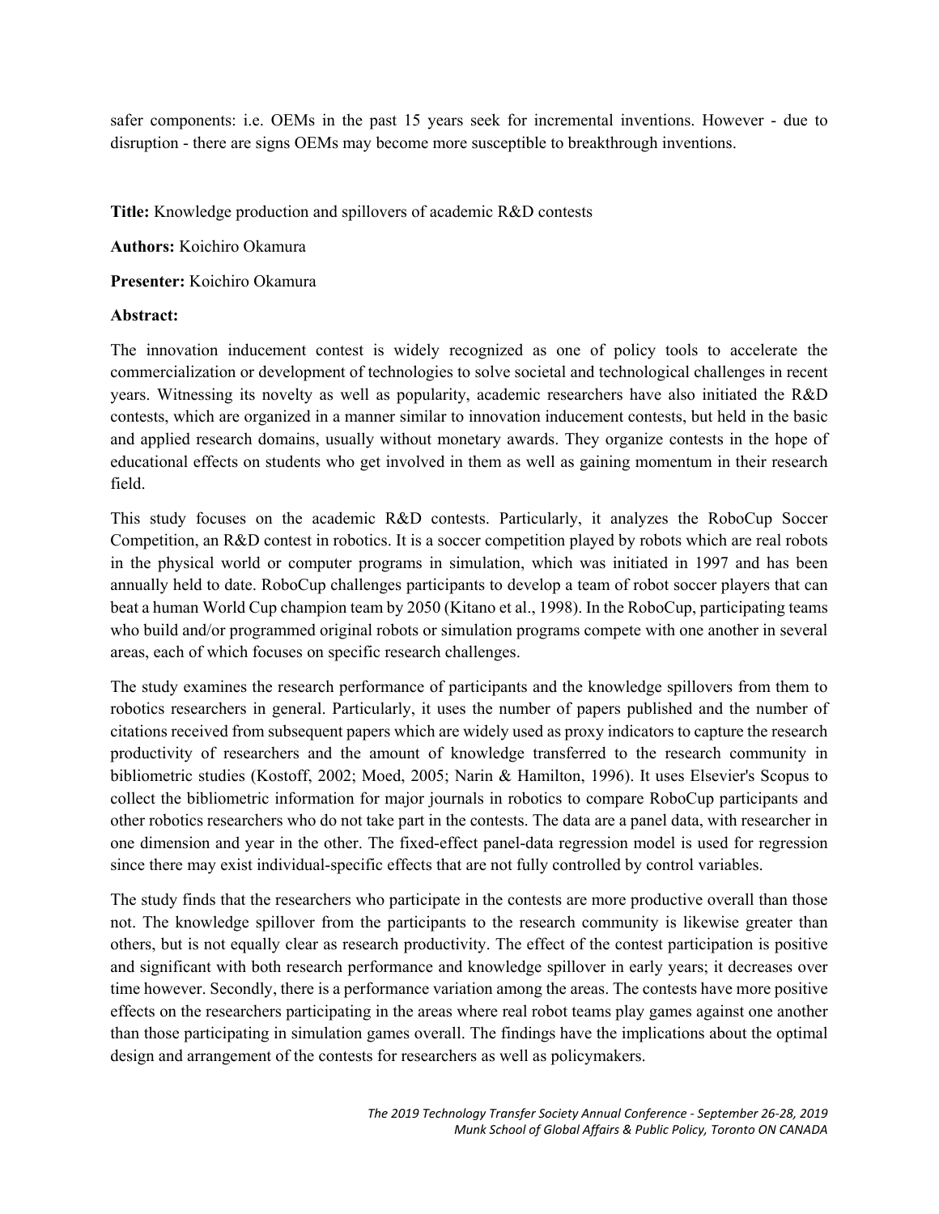safer components: i.e. OEMs in the past 15 years seek for incremental inventions. However - due to disruption - there are signs OEMs may become more susceptible to breakthrough inventions.

**Title:** Knowledge production and spillovers of academic R&D contests

**Authors:** Koichiro Okamura

**Presenter:** Koichiro Okamura

**Abstract:**

The innovation inducement contest is widely recognized as one of policy tools to accelerate the commercialization or development of technologies to solve societal and technological challenges in recent years. Witnessing its novelty as well as popularity, academic researchers have also initiated the R&D contests, which are organized in a manner similar to innovation inducement contests, but held in the basic and applied research domains, usually without monetary awards. They organize contests in the hope of educational effects on students who get involved in them as well as gaining momentum in their research field.

This study focuses on the academic R&D contests. Particularly, it analyzes the RoboCup Soccer Competition, an R&D contest in robotics. It is a soccer competition played by robots which are real robots in the physical world or computer programs in simulation, which was initiated in 1997 and has been annually held to date. RoboCup challenges participants to develop a team of robot soccer players that can beat a human World Cup champion team by 2050 (Kitano et al., 1998). In the RoboCup, participating teams who build and/or programmed original robots or simulation programs compete with one another in several areas, each of which focuses on specific research challenges.

The study examines the research performance of participants and the knowledge spillovers from them to robotics researchers in general. Particularly, it uses the number of papers published and the number of citations received from subsequent papers which are widely used as proxy indicators to capture the research productivity of researchers and the amount of knowledge transferred to the research community in bibliometric studies (Kostoff, 2002; Moed, 2005; Narin & Hamilton, 1996). It uses Elsevier's Scopus to collect the bibliometric information for major journals in robotics to compare RoboCup participants and other robotics researchers who do not take part in the contests. The data are a panel data, with researcher in one dimension and year in the other. The fixed-effect panel-data regression model is used for regression since there may exist individual-specific effects that are not fully controlled by control variables.

The study finds that the researchers who participate in the contests are more productive overall than those not. The knowledge spillover from the participants to the research community is likewise greater than others, but is not equally clear as research productivity. The effect of the contest participation is positive and significant with both research performance and knowledge spillover in early years; it decreases over time however. Secondly, there is a performance variation among the areas. The contests have more positive effects on the researchers participating in the areas where real robot teams play games against one another than those participating in simulation games overall. The findings have the implications about the optimal design and arrangement of the contests for researchers as well as policymakers.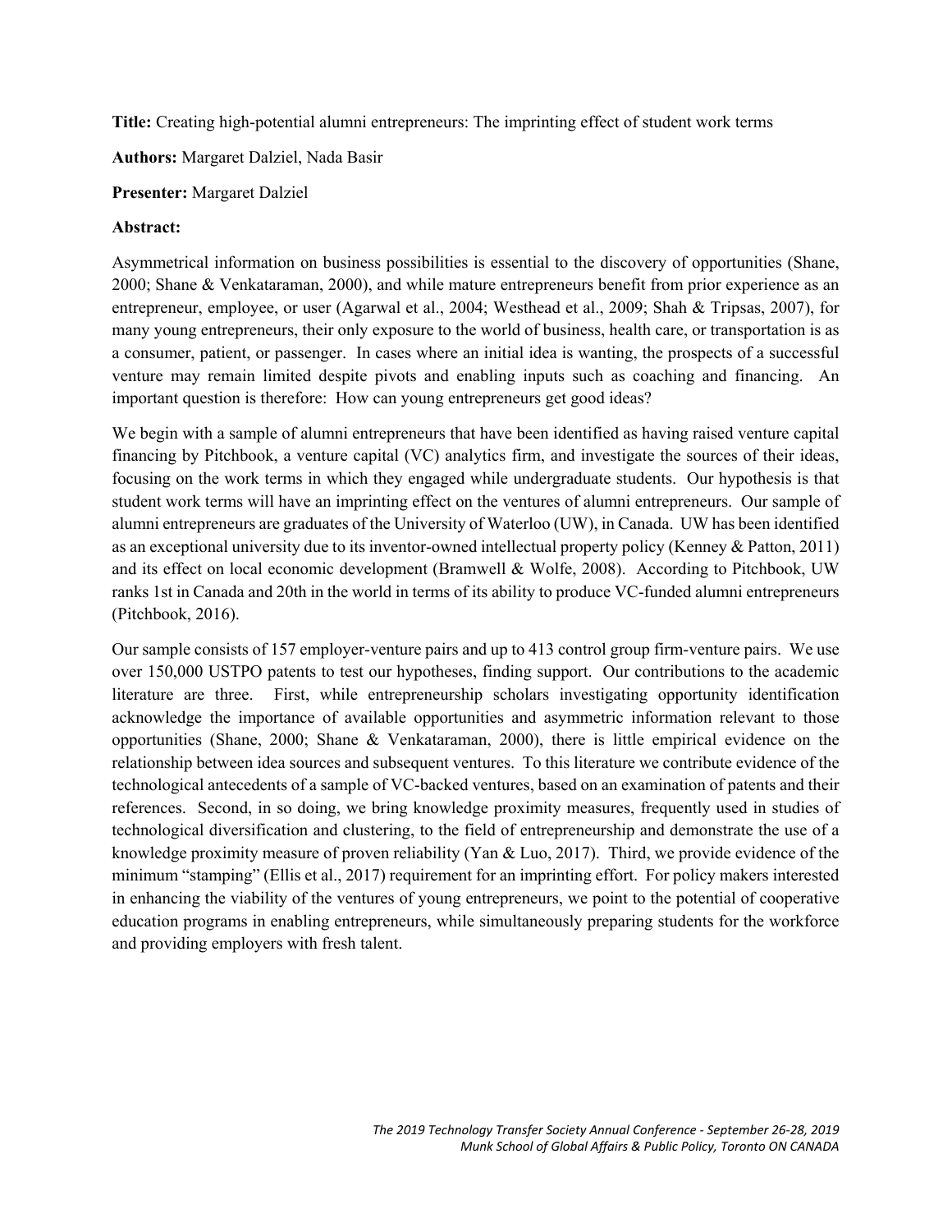**Title:** Creating high-potential alumni entrepreneurs: The imprinting effect of student work terms

**Authors:** Margaret Dalziel, Nada Basir

**Presenter:** Margaret Dalziel

**Abstract:**

Asymmetrical information on business possibilities is essential to the discovery of opportunities (Shane, 2000; Shane & Venkataraman, 2000), and while mature entrepreneurs benefit from prior experience as an entrepreneur, employee, or user (Agarwal et al., 2004; Westhead et al., 2009; Shah & Tripsas, 2007), for many young entrepreneurs, their only exposure to the world of business, health care, or transportation is as a consumer, patient, or passenger. In cases where an initial idea is wanting, the prospects of a successful venture may remain limited despite pivots and enabling inputs such as coaching and financing. An important question is therefore: How can young entrepreneurs get good ideas?

We begin with a sample of alumni entrepreneurs that have been identified as having raised venture capital financing by Pitchbook, a venture capital (VC) analytics firm, and investigate the sources of their ideas, focusing on the work terms in which they engaged while undergraduate students. Our hypothesis is that student work terms will have an imprinting effect on the ventures of alumni entrepreneurs. Our sample of alumni entrepreneurs are graduates of the University of Waterloo (UW), in Canada. UW has been identified as an exceptional university due to its inventor-owned intellectual property policy (Kenney & Patton, 2011) and its effect on local economic development (Bramwell & Wolfe, 2008). According to Pitchbook, UW ranks 1st in Canada and 20th in the world in terms of its ability to produce VC-funded alumni entrepreneurs (Pitchbook, 2016).

Our sample consists of 157 employer-venture pairs and up to 413 control group firm-venture pairs. We use over 150,000 USTPO patents to test our hypotheses, finding support. Our contributions to the academic literature are three. First, while entrepreneurship scholars investigating opportunity identification acknowledge the importance of available opportunities and asymmetric information relevant to those opportunities (Shane, 2000; Shane & Venkataraman, 2000), there is little empirical evidence on the relationship between idea sources and subsequent ventures. To this literature we contribute evidence of the technological antecedents of a sample of VC-backed ventures, based on an examination of patents and their references. Second, in so doing, we bring knowledge proximity measures, frequently used in studies of technological diversification and clustering, to the field of entrepreneurship and demonstrate the use of a knowledge proximity measure of proven reliability (Yan & Luo, 2017). Third, we provide evidence of the minimum "stamping" (Ellis et al., 2017) requirement for an imprinting effort. For policy makers interested in enhancing the viability of the ventures of young entrepreneurs, we point to the potential of cooperative education programs in enabling entrepreneurs, while simultaneously preparing students for the workforce and providing employers with fresh talent.